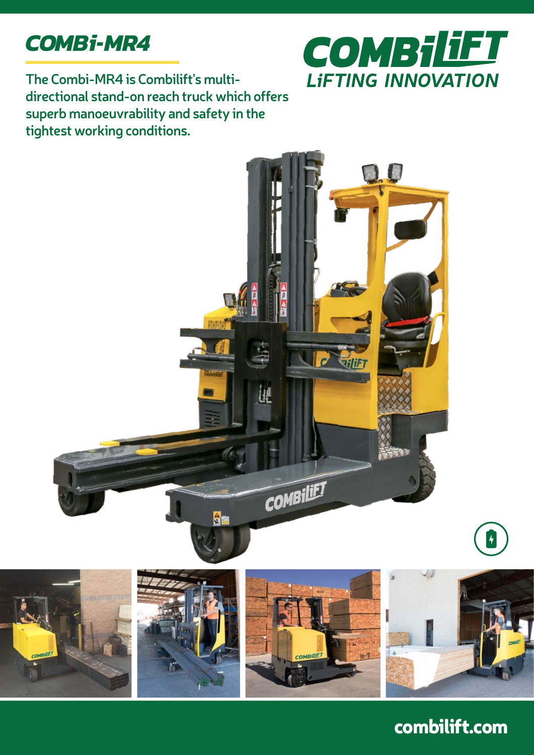# COMBi-MR4

The Combi-MR4 is Combilift's multi-directional stand-on reach truck which offers superb manoeuvrability and safety in the tightest working conditions.

COMBiLiFT

LiFTING INNOVATION

combilift.com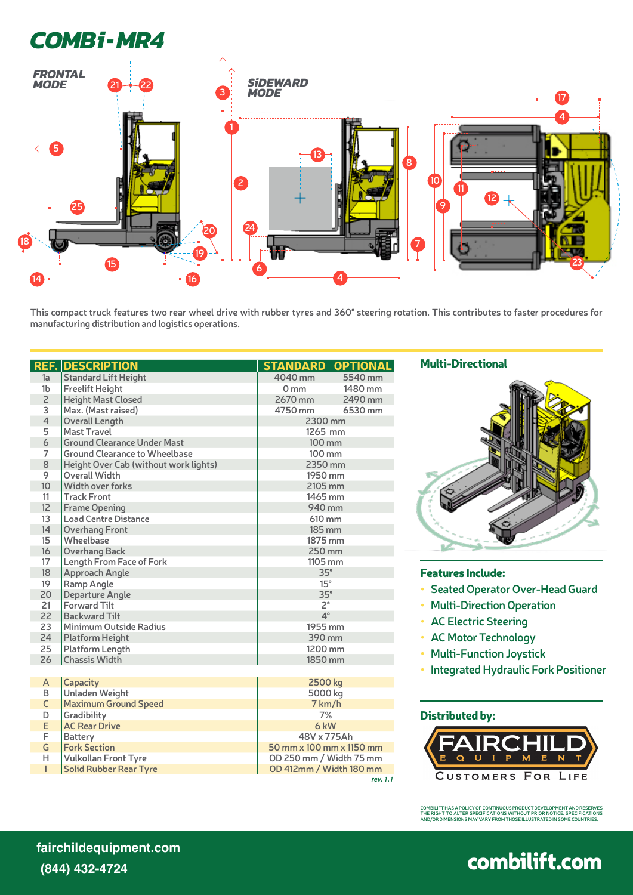# COMBi-MR4

FRONTAL MODE

SiDEWARD MODE

This compact truck features two rear wheel drive with rubber tyres and 360° steering rotation. This contributes to faster procedures for manufacturing distribution and logistics operations.

| REF. | DESCRIPTION | STANDARD | OPTIONAL |
|---|---|---|---|
| 1a | Standard Lift Height | 4040 mm | 5540 mm |
| 1b | Freelift Height | 0 mm | 1480 mm |
| 2 | Height Mast Closed | 2670 mm | 2490 mm |
| 3 | Max. (Mast raised) | 4750 mm | 6530 mm |
| 4 | Overall Length | 2300 mm | |
| 5 | Mast Travel | 1265 mm | |
| 6 | Ground Clearance Under Mast | 100 mm | |
| 7 | Ground Clearance to Wheelbase | 100 mm | |
| 8 | Height Over Cab (without work lights) | 2350 mm | |
| 9 | Overall Width | 1950 mm | |
| 10 | Width over forks | 2105 mm | |
| 11 | Track Front | 1465 mm | |
| 12 | Frame Opening | 940 mm | |
| 13 | Load Centre Distance | 610 mm | |
| 14 | Overhang Front | 185 mm | |
| 15 | Wheelbase | 1875 mm | |
| 16 | Overhang Back | 250 mm | |
| 17 | Length From Face of Fork | 1105 mm | |
| 18 | Approach Angle | 35° | |
| 19 | Ramp Angle | 15° | |
| 20 | Departure Angle | 35° | |
| 21 | Forward Tilt | 2° | |
| 22 | Backward Tilt | 4° | |
| 23 | Minimum Outside Radius | 1955 mm | |
| 24 | Platform Height | 390 mm | |
| 25 | Platform Length | 1200 mm | |
| 26 | Chassis Width | 1850 mm | |
| A | Capacity | 2500 kg | |
| B | Unladen Weight | 5000 kg | |
| C | Maximum Ground Speed | 7 km/h | |
| D | Gradibility | 7% | |
| E | AC Rear Drive | 6 kW | |
| F | Battery | 48V x 775Ah | |
| G | Fork Section | 50 mm x 100 mm x 1150 mm | |
| H | Vulkollan Front Tyre | OD 250 mm / Width 75 mm | |
| I | Solid Rubber Rear Tyre | OD 412mm / Width 180 mm | |

*rev. 1.1*

## Multi-Directional

### Features Include:

- Seated Operator Over-Head Guard
- Multi-Direction Operation
- AC Electric Steering
- AC Motor Technology
- Multi-Function Joystick
- Integrated Hydraulic Fork Positioner

### Distributed by:

FAIRCHILD EQUIPMENT
CUSTOMERS FOR LIFE

COMBILIFT HAS A POLICY OF CONTINUOUS PRODUCT DEVELOPMENT AND RESERVES THE RIGHT TO ALTER SPECIFICATIONS WITHOUT PRIOR NOTICE. SPECIFICATIONS AND/OR DIMENSIONS MAY VARY FROM THOSE ILLUSTRATED IN SOME COUNTRIES.

fairchildequipment.com
(844) 432-4724

combilift.com